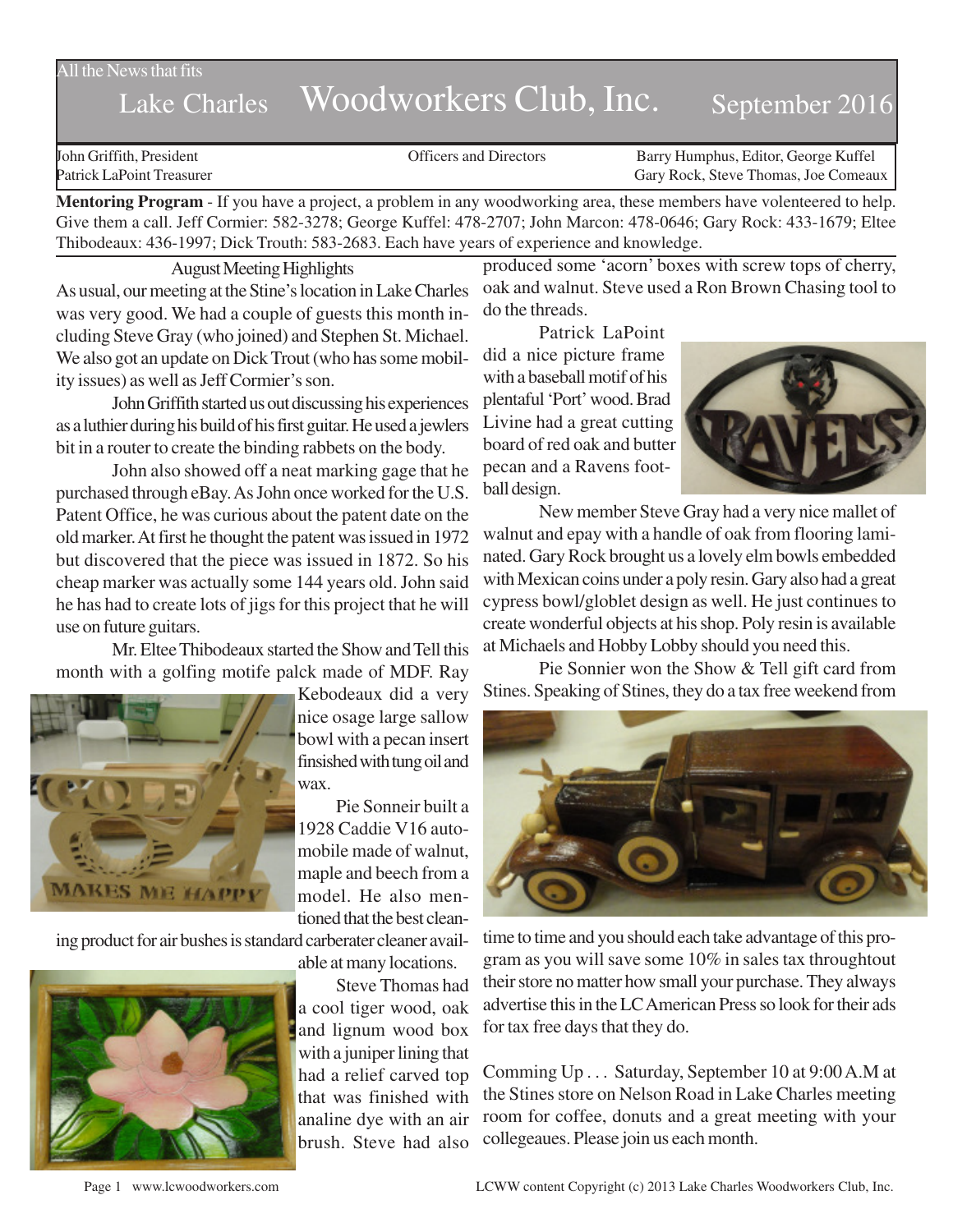All the News that fits

# Lake Charles Woodworkers Club, Inc. September 2016

John Griffith, President
Patrick LaPoint Treasurer

Officers and Directors

Barry Humphus, Editor, George Kuffel
Gary Rock, Steve Thomas, Joe Comeaux

**Mentoring Program** - If you have a project, a problem in any woodworking area, these members have volenteered to help. Give them a call. Jeff Cormier: 582-3278; George Kuffel: 478-2707; John Marcon: 478-0646; Gary Rock: 433-1679; Eltee Thibodeaux: 436-1997; Dick Trouth: 583-2683. Each have years of experience and knowledge.

## August Meeting Highlights

As usual, our meeting at the Stine's location in Lake Charles was very good. We had a couple of guests this month including Steve Gray (who joined) and Stephen St. Michael. We also got an update on Dick Trout (who has some mobility issues) as well as Jeff Cormier's son.

John Griffith started us out discussing his experiences as a luthier during his build of his first guitar. He used a jewlers bit in a router to create the binding rabbets on the body.

John also showed off a neat marking gage that he purchased through eBay. As John once worked for the U.S. Patent Office, he was curious about the patent date on the old marker. At first he thought the patent was issued in 1972 but discovered that the piece was issued in 1872. So his cheap marker was actually some 144 years old. John said he has had to create lots of jigs for this project that he will use on future guitars.

Mr. Eltee Thibodeaux started the Show and Tell this month with a golfing motife palck made of MDF. Ray Kebodeaux did a very nice osage large sallow bowl with a pecan insert finsished with tung oil and wax.

Pie Sonneir built a 1928 Caddie V16 automobile made of walnut, maple and beech from a model. He also mentioned that the best cleaning product for air bushes is standard carberater cleaner available at many locations.

Steve Thomas had a cool tiger wood, oak and lignum wood box with a juniper lining that had a relief carved top that was finished with analine dye with an air brush. Steve had also produced some 'acorn' boxes with screw tops of cherry, oak and walnut. Steve used a Ron Brown Chasing tool to do the threads.

Patrick LaPoint did a nice picture frame with a baseball motif of his plentaful 'Port' wood. Brad Livine had a great cutting board of red oak and butter pecan and a Ravens football design.

New member Steve Gray had a very nice mallet of walnut and epay with a handle of oak from flooring laminated. Gary Rock brought us a lovely elm bowls embedded with Mexican coins under a poly resin. Gary also had a great cypress bowl/globlet design as well. He just continues to create wonderful objects at his shop. Poly resin is available at Michaels and Hobby Lobby should you need this.

Pie Sonnier won the Show & Tell gift card from Stines. Speaking of Stines, they do a tax free weekend from time to time and you should each take advantage of this program as you will save some 10% in sales tax throughtout their store no matter how small your purchase. They always advertise this in the LC American Press so look for their ads for tax free days that they do.

Comming Up . . . Saturday, September 10 at 9:00 A.M at the Stines store on Nelson Road in Lake Charles meeting room for coffee, donuts and a great meeting with your collegeaues. Please join us each month.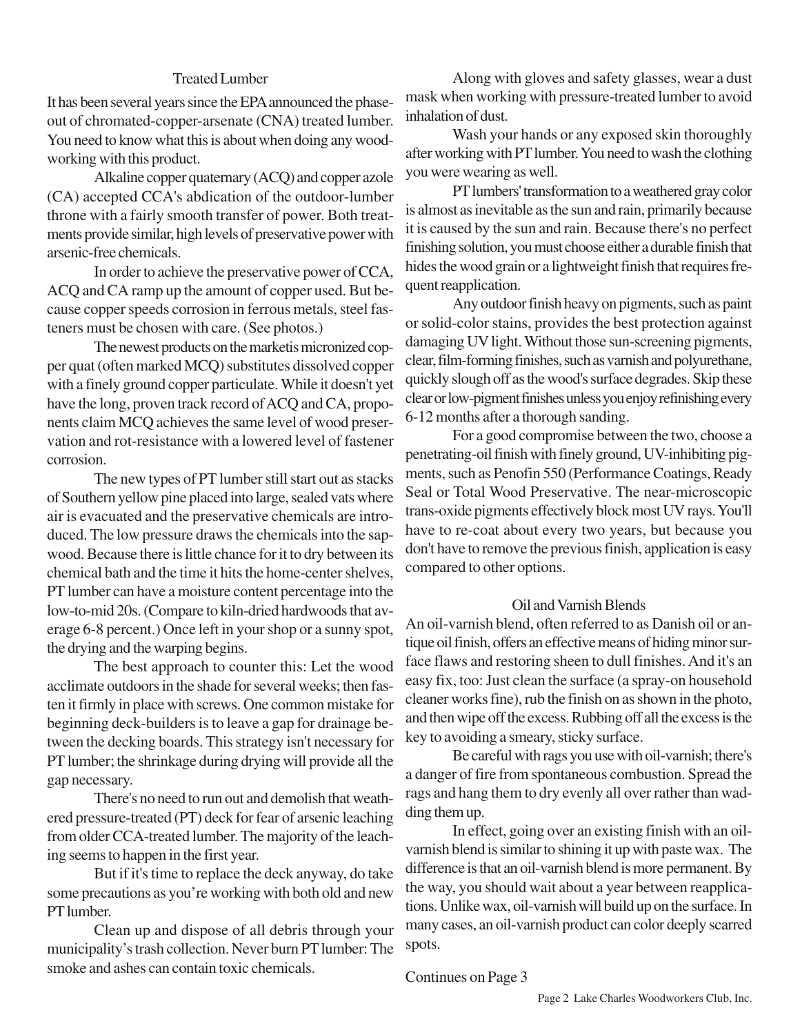## Treated Lumber

It has been several years since the EPA announced the phase-out of chromated-copper-arsenate (CNA) treated lumber. You need to know what this is about when doing any woodworking with this product.

Alkaline copper quaternary (ACQ) and copper azole (CA) accepted CCA's abdication of the outdoor-lumber throne with a fairly smooth transfer of power. Both treatments provide similar, high levels of preservative power with arsenic-free chemicals.

In order to achieve the preservative power of CCA, ACQ and CA ramp up the amount of copper used. But because copper speeds corrosion in ferrous metals, steel fasteners must be chosen with care. (See photos.)

The newest products on the marketis micronized copper quat (often marked MCQ) substitutes dissolved copper with a finely ground copper particulate. While it doesn't yet have the long, proven track record of ACQ and CA, proponents claim MCQ achieves the same level of wood preservation and rot-resistance with a lowered level of fastener corrosion.

The new types of PT lumber still start out as stacks of Southern yellow pine placed into large, sealed vats where air is evacuated and the preservative chemicals are introduced. The low pressure draws the chemicals into the sapwood. Because there is little chance for it to dry between its chemical bath and the time it hits the home-center shelves, PT lumber can have a moisture content percentage into the low-to-mid 20s. (Compare to kiln-dried hardwoods that average 6-8 percent.) Once left in your shop or a sunny spot, the drying and the warping begins.

The best approach to counter this: Let the wood acclimate outdoors in the shade for several weeks; then fasten it firmly in place with screws. One common mistake for beginning deck-builders is to leave a gap for drainage between the decking boards. This strategy isn't necessary for PT lumber; the shrinkage during drying will provide all the gap necessary.

There's no need to run out and demolish that weathered pressure-treated (PT) deck for fear of arsenic leaching from older CCA-treated lumber. The majority of the leaching seems to happen in the first year.

But if it's time to replace the deck anyway, do take some precautions as you're working with both old and new PT lumber.

Clean up and dispose of all debris through your municipality's trash collection. Never burn PT lumber: The smoke and ashes can contain toxic chemicals.

Along with gloves and safety glasses, wear a dust mask when working with pressure-treated lumber to avoid inhalation of dust.

Wash your hands or any exposed skin thoroughly after working with PT lumber. You need to wash the clothing you were wearing as well.

PT lumbers' transformation to a weathered gray color is almost as inevitable as the sun and rain, primarily because it is caused by the sun and rain. Because there's no perfect finishing solution, you must choose either a durable finish that hides the wood grain or a lightweight finish that requires frequent reapplication.

Any outdoor finish heavy on pigments, such as paint or solid-color stains, provides the best protection against damaging UV light. Without those sun-screening pigments, clear, film-forming finishes, such as varnish and polyurethane, quickly slough off as the wood's surface degrades. Skip these clear or low-pigment finishes unless you enjoy refinishing every 6-12 months after a thorough sanding.

For a good compromise between the two, choose a penetrating-oil finish with finely ground, UV-inhibiting pigments, such as Penofin 550 (Performance Coatings, Ready Seal or Total Wood Preservative. The near-microscopic trans-oxide pigments effectively block most UV rays. You'll have to re-coat about every two years, but because you don't have to remove the previous finish, application is easy compared to other options.

## Oil and Varnish Blends

An oil-varnish blend, often referred to as Danish oil or antique oil finish, offers an effective means of hiding minor surface flaws and restoring sheen to dull finishes. And it's an easy fix, too: Just clean the surface (a spray-on household cleaner works fine), rub the finish on as shown in the photo, and then wipe off the excess. Rubbing off all the excess is the key to avoiding a smeary, sticky surface.

Be careful with rags you use with oil-varnish; there's a danger of fire from spontaneous combustion. Spread the rags and hang them to dry evenly all over rather than wadding them up.

In effect, going over an existing finish with an oil-varnish blend is similar to shining it up with paste wax. The difference is that an oil-varnish blend is more permanent. By the way, you should wait about a year between reapplications. Unlike wax, oil-varnish will build up on the surface. In many cases, an oil-varnish product can color deeply scarred spots.

Continues on Page 3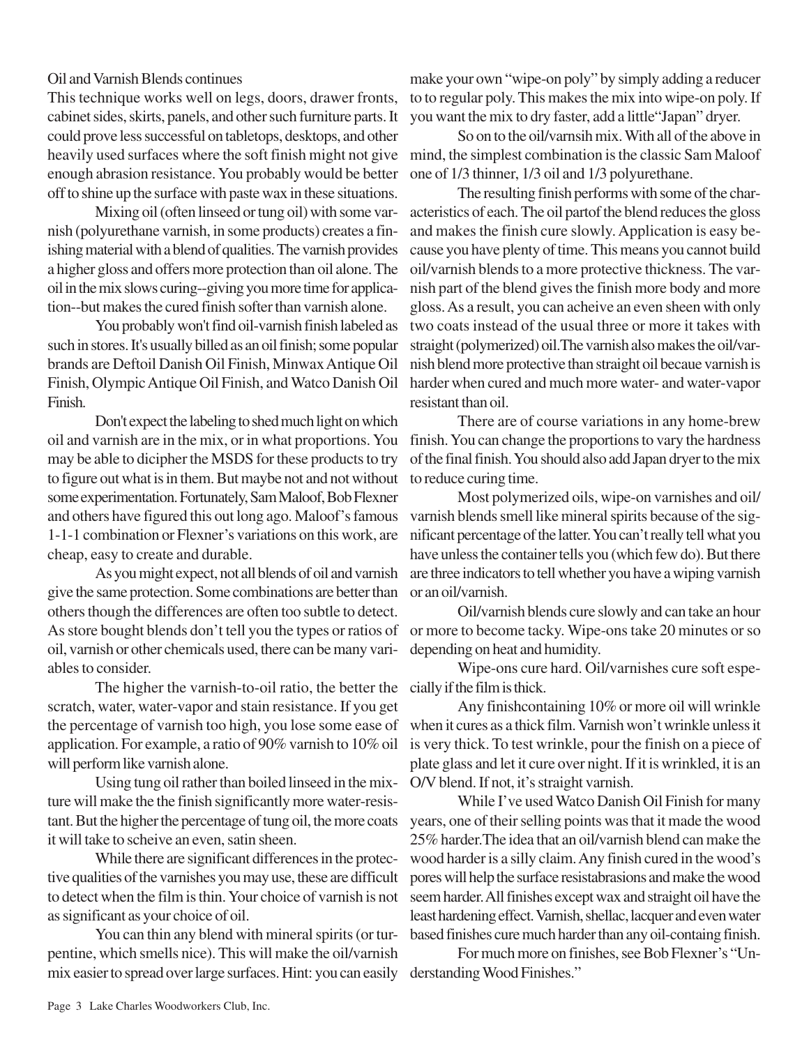Oil and Varnish Blends continues

This technique works well on legs, doors, drawer fronts, cabinet sides, skirts, panels, and other such furniture parts. It could prove less successful on tabletops, desktops, and other heavily used surfaces where the soft finish might not give enough abrasion resistance. You probably would be better off to shine up the surface with paste wax in these situations.

Mixing oil (often linseed or tung oil) with some varnish (polyurethane varnish, in some products) creates a finishing material with a blend of qualities. The varnish provides a higher gloss and offers more protection than oil alone. The oil in the mix slows curing--giving you more time for application--but makes the cured finish softer than varnish alone.

You probably won't find oil-varnish finish labeled as such in stores. It's usually billed as an oil finish; some popular brands are Deftoil Danish Oil Finish, Minwax Antique Oil Finish, Olympic Antique Oil Finish, and Watco Danish Oil Finish.

Don't expect the labeling to shed much light on which oil and varnish are in the mix, or in what proportions. You may be able to dicipher the MSDS for these products to try to figure out what is in them. But maybe not and not without some experimentation. Fortunately, Sam Maloof, Bob Flexner and others have figured this out long ago. Maloof's famous 1-1-1 combination or Flexner's variations on this work, are cheap, easy to create and durable.

As you might expect, not all blends of oil and varnish give the same protection. Some combinations are better than others though the differences are often too subtle to detect. As store bought blends don't tell you the types or ratios of oil, varnish or other chemicals used, there can be many variables to consider.

The higher the varnish-to-oil ratio, the better the scratch, water, water-vapor and stain resistance. If you get the percentage of varnish too high, you lose some ease of application. For example, a ratio of 90% varnish to 10% oil will perform like varnish alone.

Using tung oil rather than boiled linseed in the mixture will make the the finish significantly more water-resistant. But the higher the percentage of tung oil, the more coats it will take to scheive an even, satin sheen.

While there are significant differences in the protective qualities of the varnishes you may use, these are difficult to detect when the film is thin. Your choice of varnish is not as significant as your choice of oil.

You can thin any blend with mineral spirits (or turpentine, which smells nice). This will make the oil/varnish mix easier to spread over large surfaces. Hint: you can easily make your own "wipe-on poly" by simply adding a reducer to to regular poly. This makes the mix into wipe-on poly. If you want the mix to dry faster, add a little "Japan" dryer.

So on to the oil/varnsih mix. With all of the above in mind, the simplest combination is the classic Sam Maloof one of 1/3 thinner, 1/3 oil and 1/3 polyurethane.

The resulting finish performs with some of the characteristics of each. The oil partof the blend reduces the gloss and makes the finish cure slowly. Application is easy because you have plenty of time. This means you cannot build oil/varnish blends to a more protective thickness. The varnish part of the blend gives the finish more body and more gloss. As a result, you can acheive an even sheen with only two coats instead of the usual three or more it takes with straight (polymerized) oil. The varnish also makes the oil/varnish blend more protective than straight oil becaue varnish is harder when cured and much more water- and water-vapor resistant than oil.

There are of course variations in any home-brew finish. You can change the proportions to vary the hardness of the final finish. You should also add Japan dryer to the mix to reduce curing time.

Most polymerized oils, wipe-on varnishes and oil/varnish blends smell like mineral spirits because of the significant percentage of the latter. You can't really tell what you have unless the container tells you (which few do). But there are three indicators to tell whether you have a wiping varnish or an oil/varnish.

Oil/varnish blends cure slowly and can take an hour or more to become tacky. Wipe-ons take 20 minutes or so depending on heat and humidity.

Wipe-ons cure hard. Oil/varnishes cure soft especially if the film is thick.

Any finishcontaining 10% or more oil will wrinkle when it cures as a thick film. Varnish won't wrinkle unless it is very thick. To test wrinkle, pour the finish on a piece of plate glass and let it cure over night. If it is wrinkled, it is an O/V blend. If not, it's straight varnish.

While I've used Watco Danish Oil Finish for many years, one of their selling points was that it made the wood 25% harder. The idea that an oil/varnish blend can make the wood harder is a silly claim. Any finish cured in the wood's pores will help the surface resistabrasions and make the wood seem harder. All finishes except wax and straight oil have the least hardening effect. Varnish, shellac, lacquer and even water based finishes cure much harder than any oil-containg finish.

For much more on finishes, see Bob Flexner's "Understanding Wood Finishes."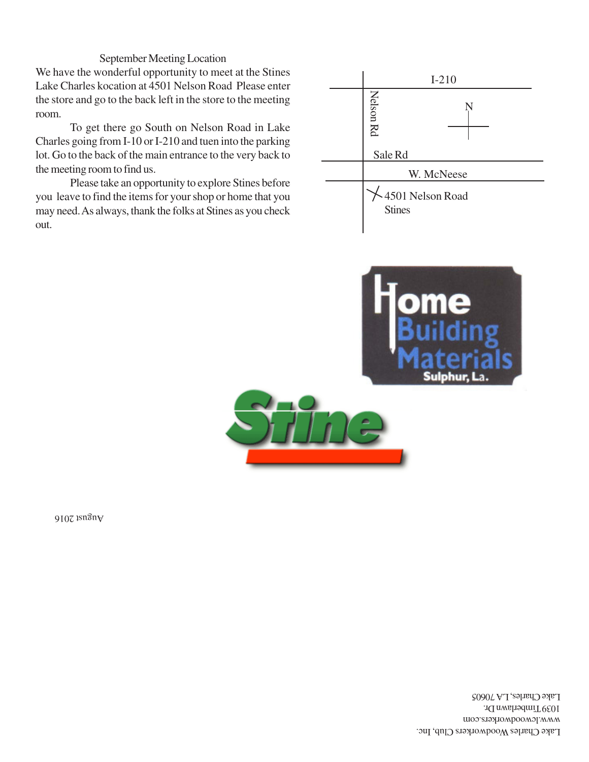## September Meeting Location

We have the wonderful opportunity to meet at the Stines Lake Charles kocation at 4501 Nelson Road Please enter the store and go to the back left in the store to the meeting room.

To get there go South on Nelson Road in Lake Charles going from I-10 or I-210 and tuen into the parking lot. Go to the back of the main entrance to the very back to the meeting room to find us.

Please take an opportunity to explore Stines before you leave to find the items for your shop or home that you may need. As always, thank the folks at Stines as you check out.

I-210

Nelson Rd

N

Sale Rd

W. McNeese

4501 Nelson Road
Stines

Home Building Materials
Sulphur, La.

Stine

August 2016

Lake Charles Woodworkers Club, Inc.
www.lcwoodworkers.com
1039 Timberlawn Dr.
Lake Charles, LA 70605